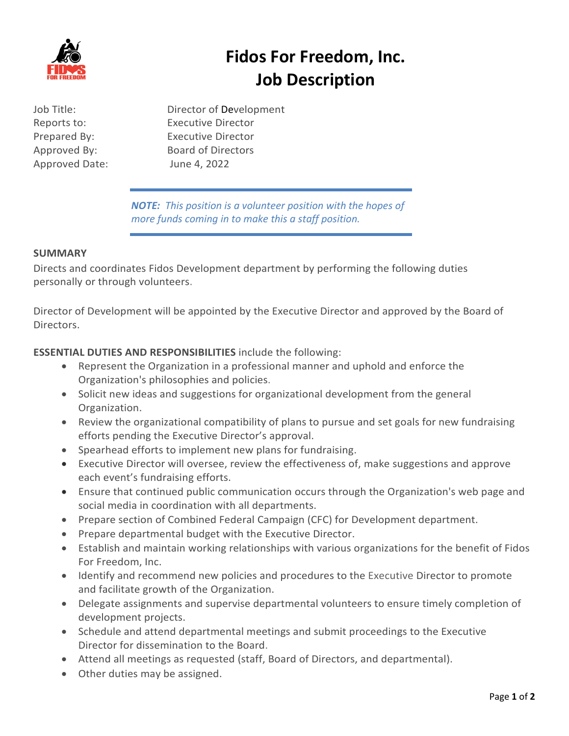# Fidos For Freedom, Inc.
# Job Description

| | |
|---|---|
| Job Title: | Director of Development |
| Reports to: | Executive Director |
| Prepared By: | Executive Director |
| Approved By: | Board of Directors |
| Approved Date: | June 4, 2022 |

***NOTE:** This position is a volunteer position with the hopes of more funds coming in to make this a staff position.*

**SUMMARY**

Directs and coordinates Fidos Development department by performing the following duties personally or through volunteers.

Director of Development will be appointed by the Executive Director and approved by the Board of Directors.

**ESSENTIAL DUTIES AND RESPONSIBILITIES** include the following:

- Represent the Organization in a professional manner and uphold and enforce the Organization's philosophies and policies.
- Solicit new ideas and suggestions for organizational development from the general Organization.
- Review the organizational compatibility of plans to pursue and set goals for new fundraising efforts pending the Executive Director's approval.
- Spearhead efforts to implement new plans for fundraising.
- Executive Director will oversee, review the effectiveness of, make suggestions and approve each event's fundraising efforts.
- Ensure that continued public communication occurs through the Organization's web page and social media in coordination with all departments.
- Prepare section of Combined Federal Campaign (CFC) for Development department.
- Prepare departmental budget with the Executive Director.
- Establish and maintain working relationships with various organizations for the benefit of Fidos For Freedom, Inc.
- Identify and recommend new policies and procedures to the Executive Director to promote and facilitate growth of the Organization.
- Delegate assignments and supervise departmental volunteers to ensure timely completion of development projects.
- Schedule and attend departmental meetings and submit proceedings to the Executive Director for dissemination to the Board.
- Attend all meetings as requested (staff, Board of Directors, and departmental).
- Other duties may be assigned.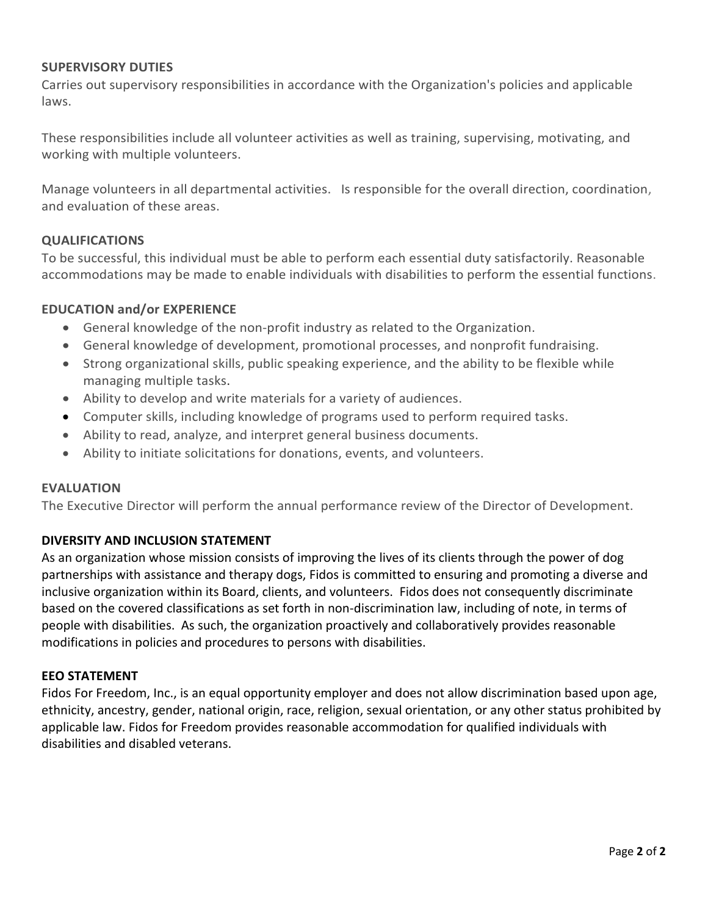## SUPERVISORY DUTIES

Carries out supervisory responsibilities in accordance with the Organization's policies and applicable laws.

These responsibilities include all volunteer activities as well as training, supervising, motivating, and working with multiple volunteers.

Manage volunteers in all departmental activities. Is responsible for the overall direction, coordination, and evaluation of these areas.

## QUALIFICATIONS

To be successful, this individual must be able to perform each essential duty satisfactorily. Reasonable accommodations may be made to enable individuals with disabilities to perform the essential functions.

## EDUCATION and/or EXPERIENCE

- General knowledge of the non-profit industry as related to the Organization.
- General knowledge of development, promotional processes, and nonprofit fundraising.
- Strong organizational skills, public speaking experience, and the ability to be flexible while managing multiple tasks.
- Ability to develop and write materials for a variety of audiences.
- Computer skills, including knowledge of programs used to perform required tasks.
- Ability to read, analyze, and interpret general business documents.
- Ability to initiate solicitations for donations, events, and volunteers.

## EVALUATION

The Executive Director will perform the annual performance review of the Director of Development.

## DIVERSITY AND INCLUSION STATEMENT

As an organization whose mission consists of improving the lives of its clients through the power of dog partnerships with assistance and therapy dogs, Fidos is committed to ensuring and promoting a diverse and inclusive organization within its Board, clients, and volunteers. Fidos does not consequently discriminate based on the covered classifications as set forth in non-discrimination law, including of note, in terms of people with disabilities. As such, the organization proactively and collaboratively provides reasonable modifications in policies and procedures to persons with disabilities.

## EEO STATEMENT

Fidos For Freedom, Inc., is an equal opportunity employer and does not allow discrimination based upon age, ethnicity, ancestry, gender, national origin, race, religion, sexual orientation, or any other status prohibited by applicable law. Fidos for Freedom provides reasonable accommodation for qualified individuals with disabilities and disabled veterans.